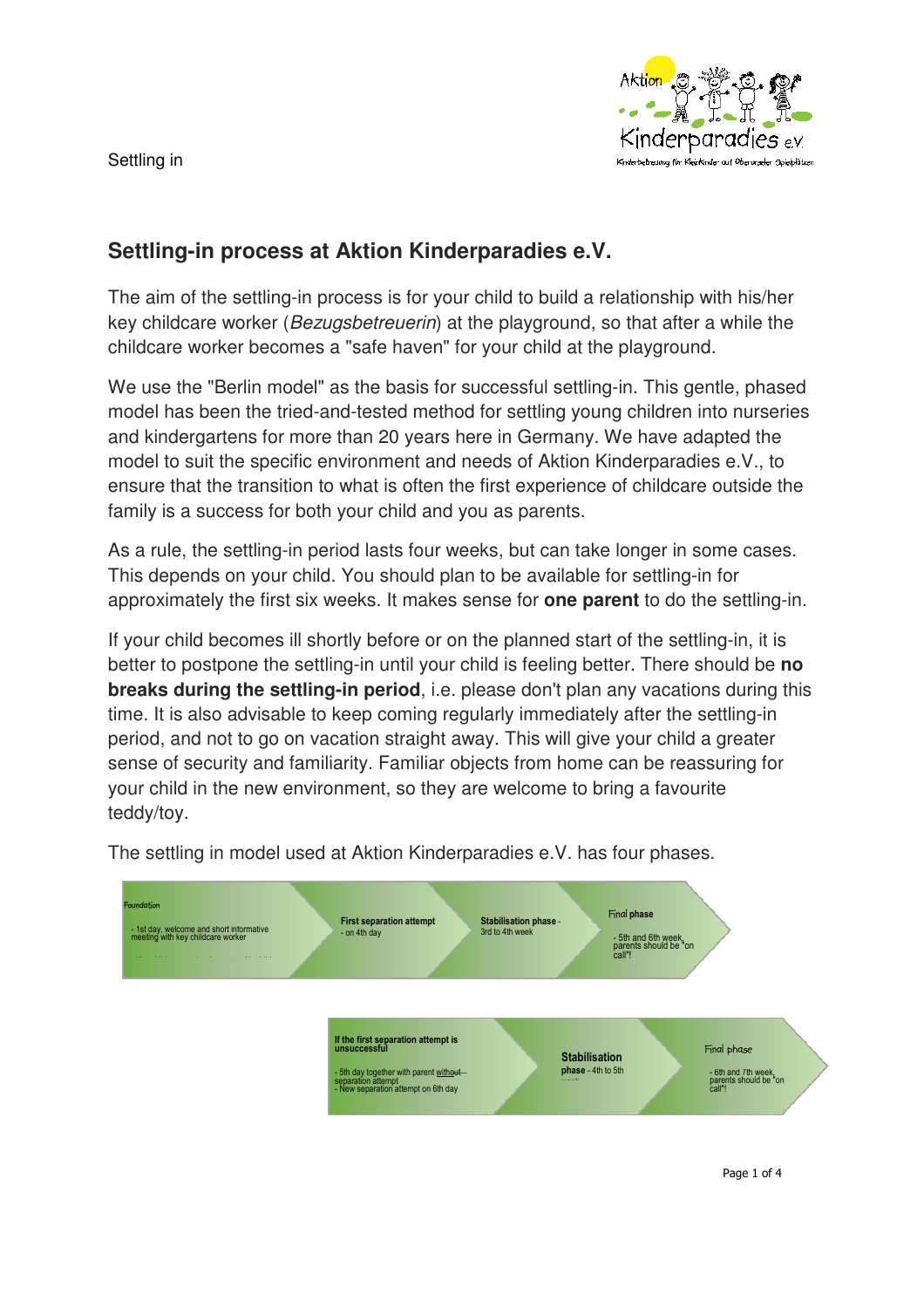## Settling-in process at Aktion Kinderparadies e.V.

The aim of the settling-in process is for your child to build a relationship with his/her key childcare worker (*Bezugsbetreuerin*) at the playground, so that after a while the childcare worker becomes a "safe haven" for your child at the playground.

We use the "Berlin model" as the basis for successful settling-in. This gentle, phased model has been the tried-and-tested method for settling young children into nurseries and kindergartens for more than 20 years here in Germany. We have adapted the model to suit the specific environment and needs of Aktion Kinderparadies e.V., to ensure that the transition to what is often the first experience of childcare outside the family is a success for both your child and you as parents.

As a rule, the settling-in period lasts four weeks, but can take longer in some cases. This depends on your child. You should plan to be available for settling-in for approximately the first six weeks. It makes sense for **one parent** to do the settling-in.

If your child becomes ill shortly before or on the planned start of the settling-in, it is better to postpone the settling-in until your child is feeling better. There should be **no breaks during the settling-in period**, i.e. please don't plan any vacations during this time. It is also advisable to keep coming regularly immediately after the settling-in period, and not to go on vacation straight away. This will give your child a greater sense of security and familiarity. Familiar objects from home can be reassuring for your child in the new environment, so they are welcome to bring a favourite teddy/toy.

The settling in model used at Aktion Kinderparadies e.V. has four phases.

**Foundation**
- 1st day, welcome and short informative meeting with key childcare worker

**First separation attempt**
- on 4th day

**Stabilisation phase** - 3rd to 4th week

**Final phase**
- 5th and 6th week, parents should be "on call"!

**If the first separation attempt is unsuccessful**
- 5th day together with parent without separation attempt
- New separation attempt on 6th day

**Stabilisation phase** - 4th to 5th

**Final phase**
- 6th and 7th week, parents should be "on call"!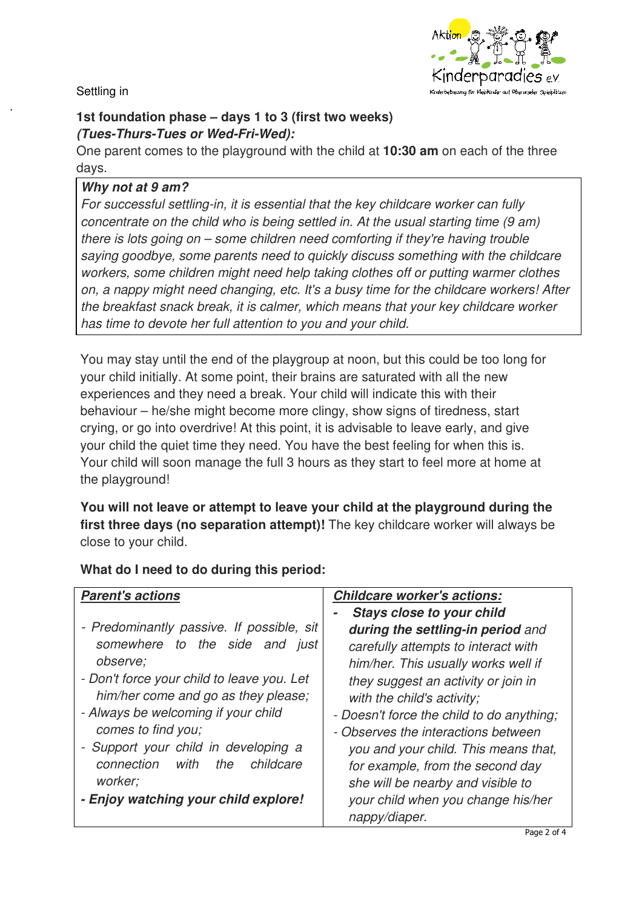Settling in

**1st foundation phase – days 1 to 3 (first two weeks)**
***(Tues-Thurs-Tues or Wed-Fri-Wed):***
One parent comes to the playground with the child at **10:30 am** on each of the three days.

> ***Why not at 9 am?***
> *For successful settling-in, it is essential that the key childcare worker can fully concentrate on the child who is being settled in. At the usual starting time (9 am) there is lots going on – some children need comforting if they're having trouble saying goodbye, some parents need to quickly discuss something with the childcare workers, some children might need help taking clothes off or putting warmer clothes on, a nappy might need changing, etc. It's a busy time for the childcare workers! After the breakfast snack break, it is calmer, which means that your key childcare worker has time to devote her full attention to you and your child.*

You may stay until the end of the playgroup at noon, but this could be too long for your child initially. At some point, their brains are saturated with all the new experiences and they need a break. Your child will indicate this with their behaviour – he/she might become more clingy, show signs of tiredness, start crying, or go into overdrive! At this point, it is advisable to leave early, and give your child the quiet time they need. You have the best feeling for when this is. Your child will soon manage the full 3 hours as they start to feel more at home at the playground!

**You will not leave or attempt to leave your child at the playground during the first three days (no separation attempt)!** The key childcare worker will always be close to your child.

**What do I need to do during this period:**

| ***Parent's actions*** | ***Childcare worker's actions:*** |
| --- | --- |
| - *Predominantly passive. If possible, sit somewhere to the side and just observe;*<br>- *Don't force your child to leave you. Let him/her come and go as they please;*<br>- *Always be welcoming if your child comes to find you;*<br>- *Support your child in developing a connection with the childcare worker;*<br>***- Enjoy watching your child explore!*** | - ***Stays close to your child during the settling-in period*** *and carefully attempts to interact with him/her. This usually works well if they suggest an activity or join in with the child's activity;*<br>- *Doesn't force the child to do anything;*<br>- *Observes the interaction between you and your child. This means that, for example, from the second day she will be nearby and visible to your child when you change his/her nappy/diaper.* |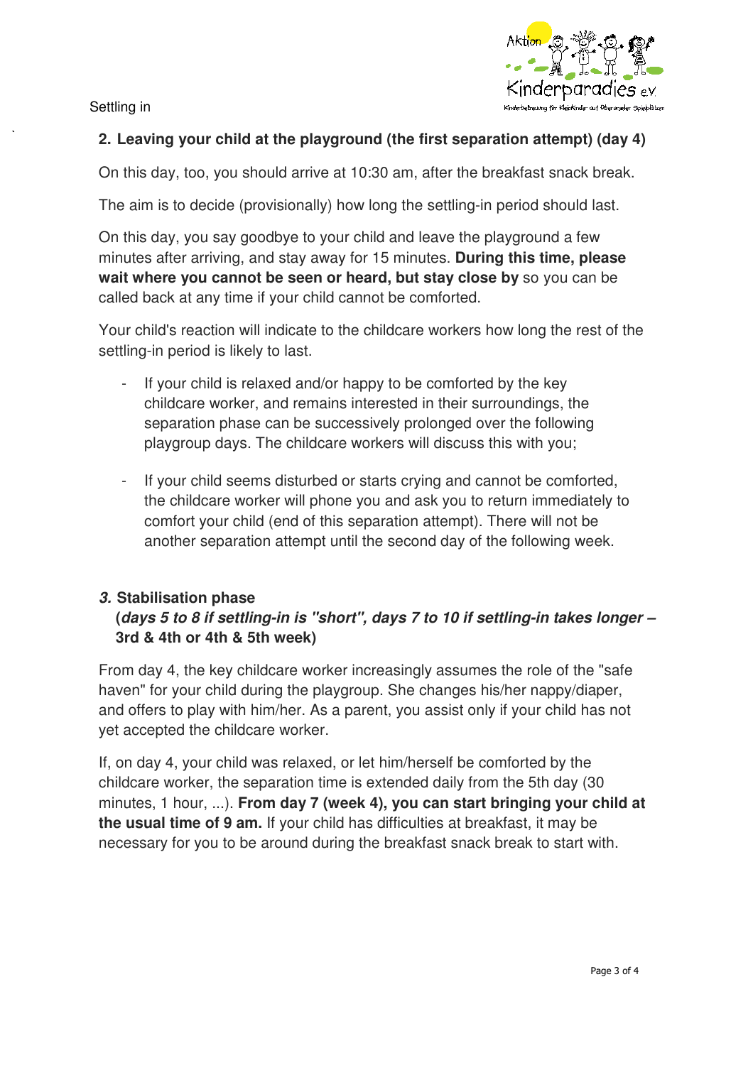## 2. Leaving your child at the playground (the first separation attempt) (day 4)

On this day, too, you should arrive at 10:30 am, after the breakfast snack break.

The aim is to decide (provisionally) how long the settling-in period should last.

On this day, you say goodbye to your child and leave the playground a few minutes after arriving, and stay away for 15 minutes. **During this time, please wait where you cannot be seen or heard, but stay close by** so you can be called back at any time if your child cannot be comforted.

Your child's reaction will indicate to the childcare workers how long the rest of the settling-in period is likely to last.

- If your child is relaxed and/or happy to be comforted by the key childcare worker, and remains interested in their surroundings, the separation phase can be successively prolonged over the following playgroup days. The childcare workers will discuss this with you;

- If your child seems disturbed or starts crying and cannot be comforted, the childcare worker will phone you and ask you to return immediately to comfort your child (end of this separation attempt). There will not be another separation attempt until the second day of the following week.

## *3.* Stabilisation phase
**(*days 5 to 8 if settling-in is "short", days 7 to 10 if settling-in takes longer –* 3rd & 4th or 4th & 5th week)**

From day 4, the key childcare worker increasingly assumes the role of the "safe haven" for your child during the playgroup. She changes his/her nappy/diaper, and offers to play with him/her. As a parent, you assist only if your child has not yet accepted the childcare worker.

If, on day 4, your child was relaxed, or let him/herself be comforted by the childcare worker, the separation time is extended daily from the 5th day (30 minutes, 1 hour, ...). **From day 7 (week 4), you can start bringing your child at the usual time of 9 am.** If your child has difficulties at breakfast, it may be necessary for you to be around during the breakfast snack break to start with.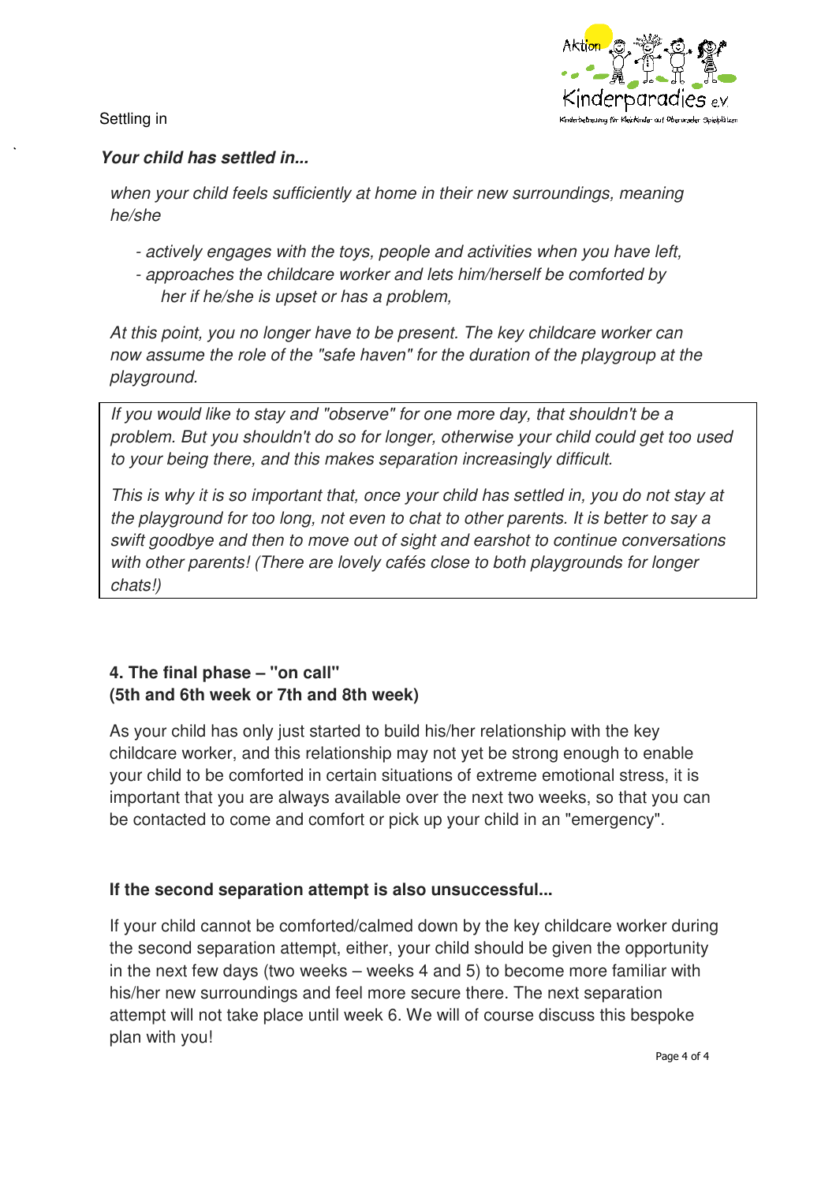Settling in

***Your child has settled in...***

*when your child feels sufficiently at home in their new surroundings, meaning he/she*

- *actively engages with the toys, people and activities when you have left,*
- *approaches the childcare worker and lets him/herself be comforted by her if he/she is upset or has a problem,*

*At this point, you no longer have to be present. The key childcare worker can now assume the role of the "safe haven" for the duration of the playgroup at the playground.*

> *If you would like to stay and "observe" for one more day, that shouldn't be a problem. But you shouldn't do so for longer, otherwise your child could get too used to your being there, and this makes separation increasingly difficult.*
>
> *This is why it is so important that, once your child has settled in, you do not stay at the playground for too long, not even to chat to other parents. It is better to say a swift goodbye and then to move out of sight and earshot to continue conversations with other parents! (There are lovely cafés close to both playgrounds for longer chats!)*

### 4. The final phase – "on call"
### (5th and 6th week or 7th and 8th week)

As your child has only just started to build his/her relationship with the key childcare worker, and this relationship may not yet be strong enough to enable your child to be comforted in certain situations of extreme emotional stress, it is important that you are always available over the next two weeks, so that you can be contacted to come and comfort or pick up your child in an "emergency".

### If the second separation attempt is also unsuccessful...

If your child cannot be comforted/calmed down by the key childcare worker during the second separation attempt, either, your child should be given the opportunity in the next few days (two weeks – weeks 4 and 5) to become more familiar with his/her new surroundings and feel more secure there. The next separation attempt will not take place until week 6. We will of course discuss this bespoke plan with you!